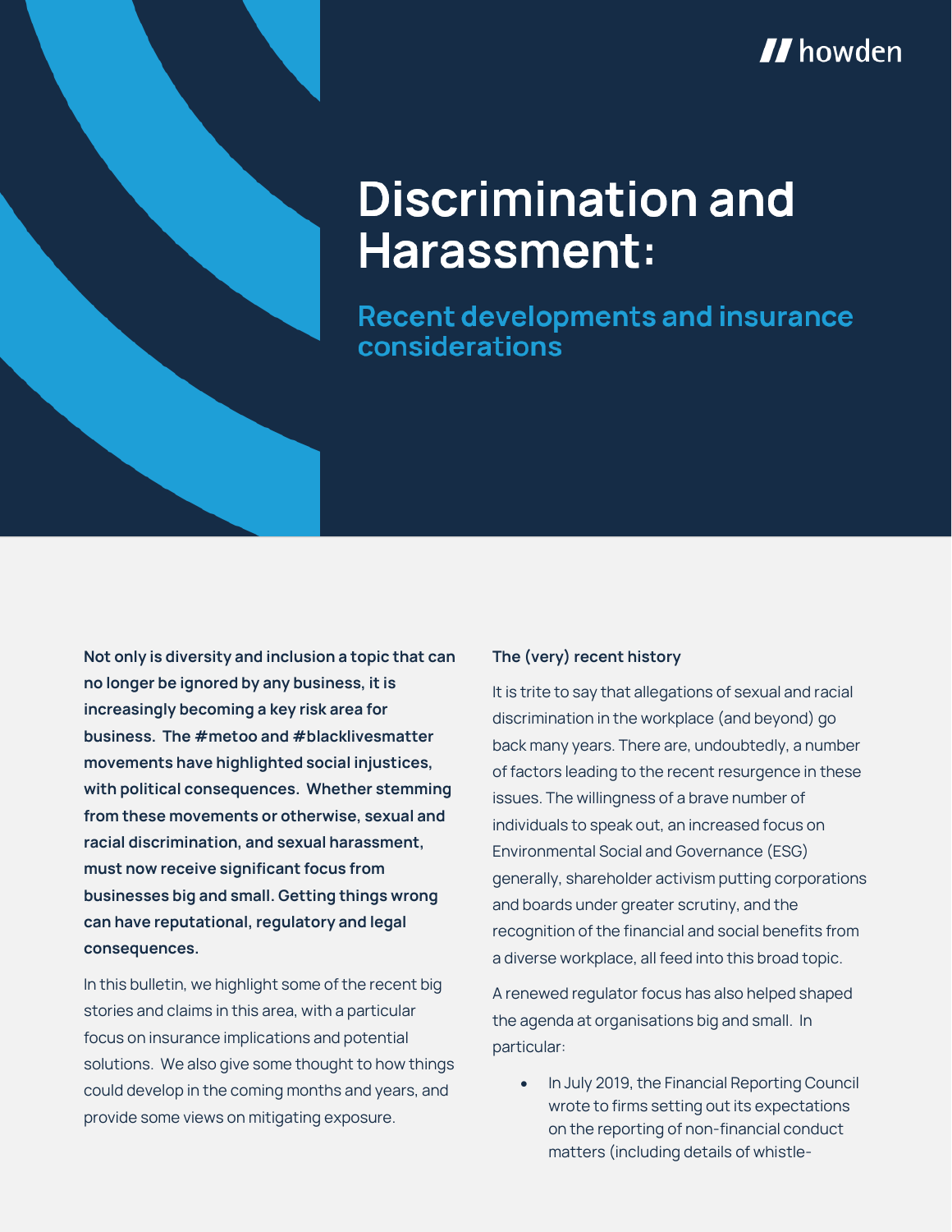# Discrimination and Harassment:

## Recent developments and insurance considerations

**Not only is diversity and inclusion a topic that can no longer be ignored by any business, it is increasingly becoming a key risk area for business. The #metoo and #blacklivesmatter movements have highlighted social injustices, with political consequences. Whether stemming from these movements or otherwise, sexual and racial discrimination, and sexual harassment, must now receive significant focus from businesses big and small. Getting things wrong can have reputational, regulatory and legal consequences.**

In this bulletin, we highlight some of the recent big stories and claims in this area, with a particular focus on insurance implications and potential solutions. We also give some thought to how things could develop in the coming months and years, and provide some views on mitigating exposure.

### The (very) recent history

It is trite to say that allegations of sexual and racial discrimination in the workplace (and beyond) go back many years. There are, undoubtedly, a number of factors leading to the recent resurgence in these issues. The willingness of a brave number of individuals to speak out, an increased focus on Environmental Social and Governance (ESG) generally, shareholder activism putting corporations and boards under greater scrutiny, and the recognition of the financial and social benefits from a diverse workplace, all feed into this broad topic.

A renewed regulator focus has also helped shaped the agenda at organisations big and small. In particular:

- In July 2019, the Financial Reporting Council wrote to firms setting out its expectations on the reporting of non-financial conduct matters (including details of whistle-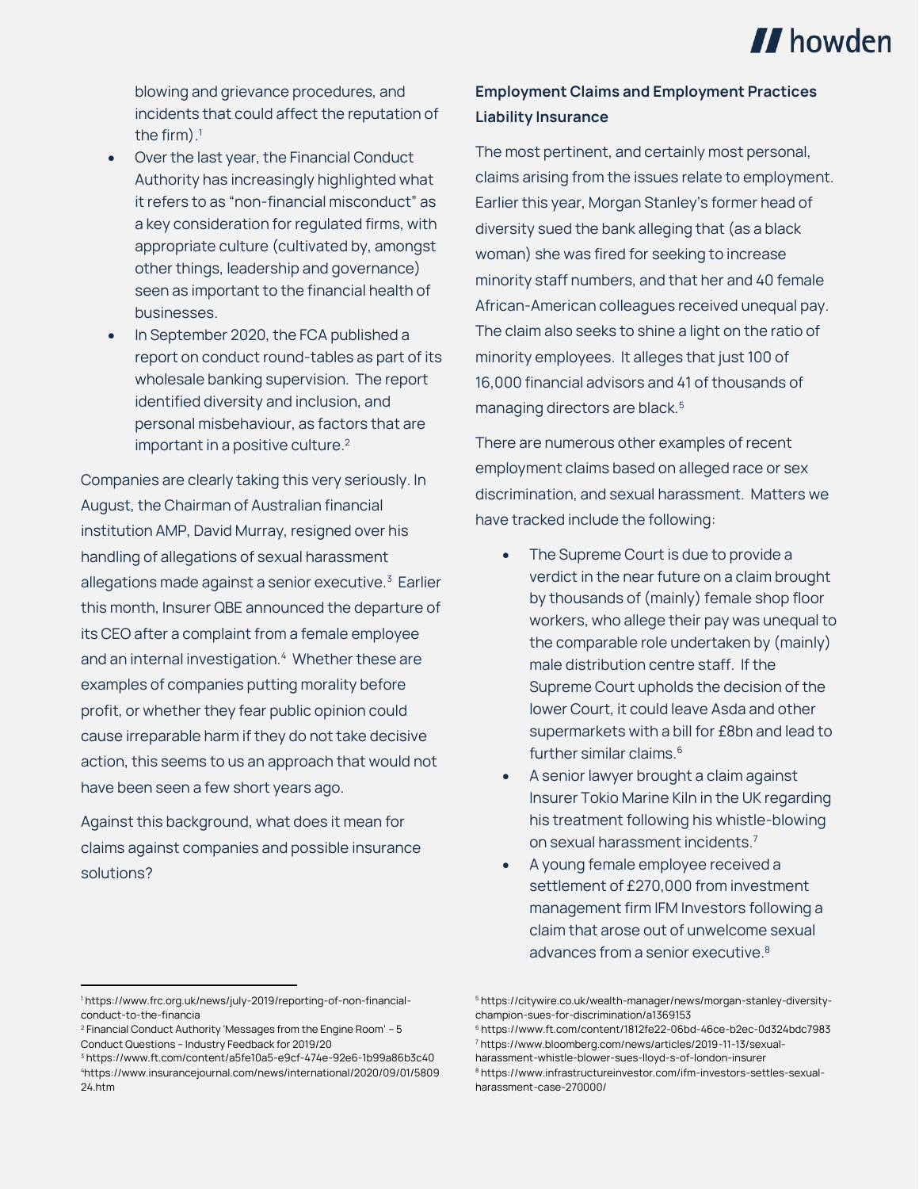blowing and grievance procedures, and incidents that could affect the reputation of the firm).[1]

- Over the last year, the Financial Conduct Authority has increasingly highlighted what it refers to as "non-financial misconduct" as a key consideration for regulated firms, with appropriate culture (cultivated by, amongst other things, leadership and governance) seen as important to the financial health of businesses.
- In September 2020, the FCA published a report on conduct round-tables as part of its wholesale banking supervision. The report identified diversity and inclusion, and personal misbehaviour, as factors that are important in a positive culture.[2]

Companies are clearly taking this very seriously. In August, the Chairman of Australian financial institution AMP, David Murray, resigned over his handling of allegations of sexual harassment allegations made against a senior executive.[3] Earlier this month, Insurer QBE announced the departure of its CEO after a complaint from a female employee and an internal investigation.[4] Whether these are examples of companies putting morality before profit, or whether they fear public opinion could cause irreparable harm if they do not take decisive action, this seems to us an approach that would not have been seen a few short years ago.

Against this background, what does it mean for claims against companies and possible insurance solutions?

**Employment Claims and Employment Practices Liability Insurance**

The most pertinent, and certainly most personal, claims arising from the issues relate to employment. Earlier this year, Morgan Stanley's former head of diversity sued the bank alleging that (as a black woman) she was fired for seeking to increase minority staff numbers, and that her and 40 female African-American colleagues received unequal pay. The claim also seeks to shine a light on the ratio of minority employees. It alleges that just 100 of 16,000 financial advisors and 41 of thousands of managing directors are black.[5]

There are numerous other examples of recent employment claims based on alleged race or sex discrimination, and sexual harassment. Matters we have tracked include the following:

- The Supreme Court is due to provide a verdict in the near future on a claim brought by thousands of (mainly) female shop floor workers, who allege their pay was unequal to the comparable role undertaken by (mainly) male distribution centre staff. If the Supreme Court upholds the decision of the lower Court, it could leave Asda and other supermarkets with a bill for £8bn and lead to further similar claims.[6]
- A senior lawyer brought a claim against Insurer Tokio Marine Kiln in the UK regarding his treatment following his whistle-blowing on sexual harassment incidents.[7]
- A young female employee received a settlement of £270,000 from investment management firm IFM Investors following a claim that arose out of unwelcome sexual advances from a senior executive.[8]

---

[1] https://www.frc.org.uk/news/july-2019/reporting-of-non-financial-conduct-to-the-financia

[2] Financial Conduct Authority 'Messages from the Engine Room' – 5 Conduct Questions – Industry Feedback for 2019/20

[3] https://www.ft.com/content/a5fe10a5-e9cf-474e-92e6-1b99a86b3c40

[4] https://www.insurancejournal.com/news/international/2020/09/01/580924.htm

[5] https://citywire.co.uk/wealth-manager/news/morgan-stanley-diversity-champion-sues-for-discrimination/a1369153

[6] https://www.ft.com/content/1812fe22-06bd-46ce-b2ec-0d324bdc7983

[7] https://www.bloomberg.com/news/articles/2019-11-13/sexual-harassment-whistle-blower-sues-lloyd-s-of-london-insurer

[8] https://www.infrastructureinvestor.com/ifm-investors-settles-sexual-harassment-case-270000/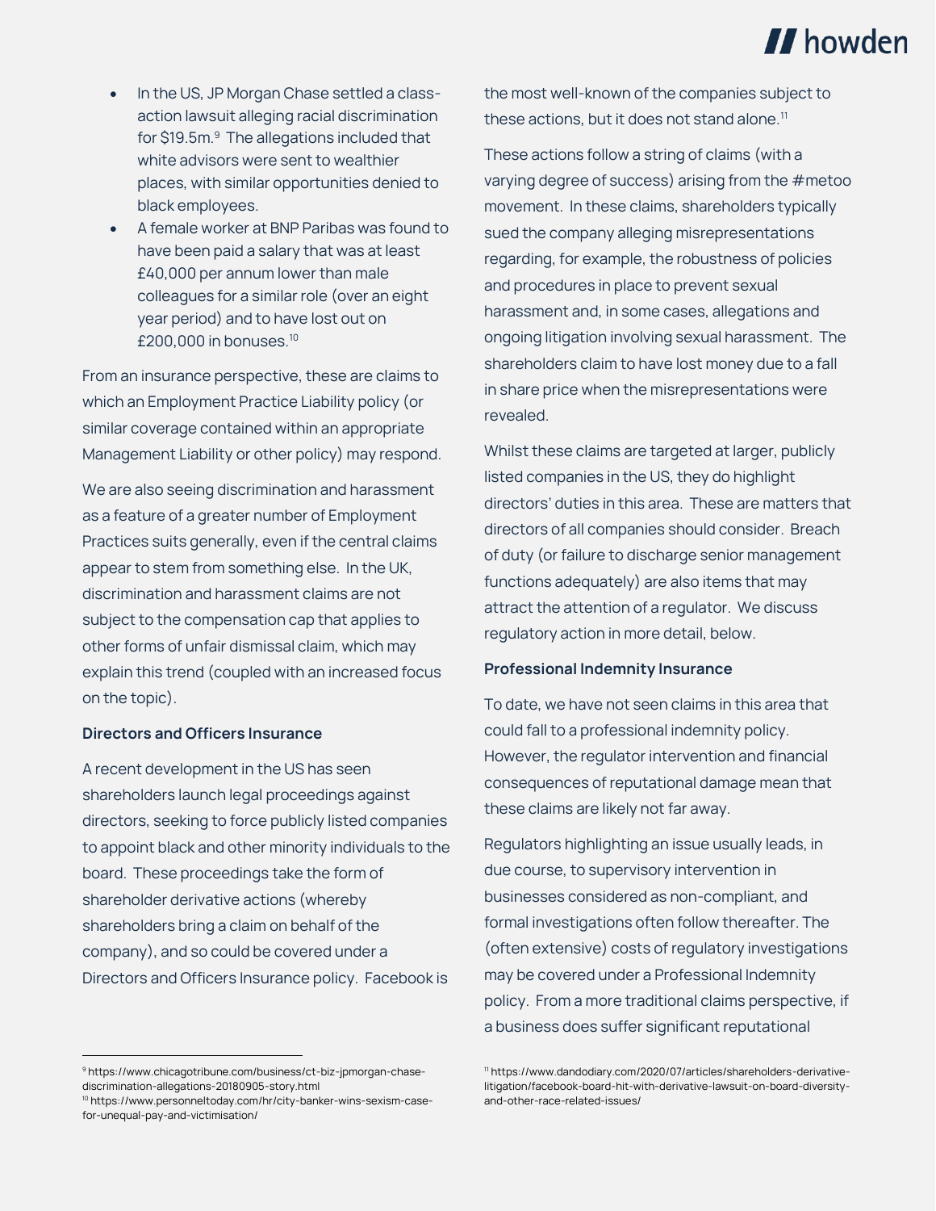- In the US, JP Morgan Chase settled a class-action lawsuit alleging racial discrimination for $19.5m.[9] The allegations included that white advisors were sent to wealthier places, with similar opportunities denied to black employees.
- A female worker at BNP Paribas was found to have been paid a salary that was at least £40,000 per annum lower than male colleagues for a similar role (over an eight year period) and to have lost out on £200,000 in bonuses.[10]

From an insurance perspective, these are claims to which an Employment Practice Liability policy (or similar coverage contained within an appropriate Management Liability or other policy) may respond.

We are also seeing discrimination and harassment as a feature of a greater number of Employment Practices suits generally, even if the central claims appear to stem from something else. In the UK, discrimination and harassment claims are not subject to the compensation cap that applies to other forms of unfair dismissal claim, which may explain this trend (coupled with an increased focus on the topic).

**Directors and Officers Insurance**

A recent development in the US has seen shareholders launch legal proceedings against directors, seeking to force publicly listed companies to appoint black and other minority individuals to the board. These proceedings take the form of shareholder derivative actions (whereby shareholders bring a claim on behalf of the company), and so could be covered under a Directors and Officers Insurance policy. Facebook is the most well-known of the companies subject to these actions, but it does not stand alone.[11]

These actions follow a string of claims (with a varying degree of success) arising from the #metoo movement. In these claims, shareholders typically sued the company alleging misrepresentations regarding, for example, the robustness of policies and procedures in place to prevent sexual harassment and, in some cases, allegations and ongoing litigation involving sexual harassment. The shareholders claim to have lost money due to a fall in share price when the misrepresentations were revealed.

Whilst these claims are targeted at larger, publicly listed companies in the US, they do highlight directors' duties in this area. These are matters that directors of all companies should consider. Breach of duty (or failure to discharge senior management functions adequately) are also items that may attract the attention of a regulator. We discuss regulatory action in more detail, below.

**Professional Indemnity Insurance**

To date, we have not seen claims in this area that could fall to a professional indemnity policy. However, the regulator intervention and financial consequences of reputational damage mean that these claims are likely not far away.

Regulators highlighting an issue usually leads, in due course, to supervisory intervention in businesses considered as non-compliant, and formal investigations often follow thereafter. The (often extensive) costs of regulatory investigations may be covered under a Professional Indemnity policy. From a more traditional claims perspective, if a business does suffer significant reputational

---

[9] https://www.chicagotribune.com/business/ct-biz-jpmorgan-chase-discrimination-allegations-20180905-story.html

[10] https://www.personneltoday.com/hr/city-banker-wins-sexism-case-for-unequal-pay-and-victimisation/

[11] https://www.dandodiary.com/2020/07/articles/shareholders-derivative-litigation/facebook-board-hit-with-derivative-lawsuit-on-board-diversity-and-other-race-related-issues/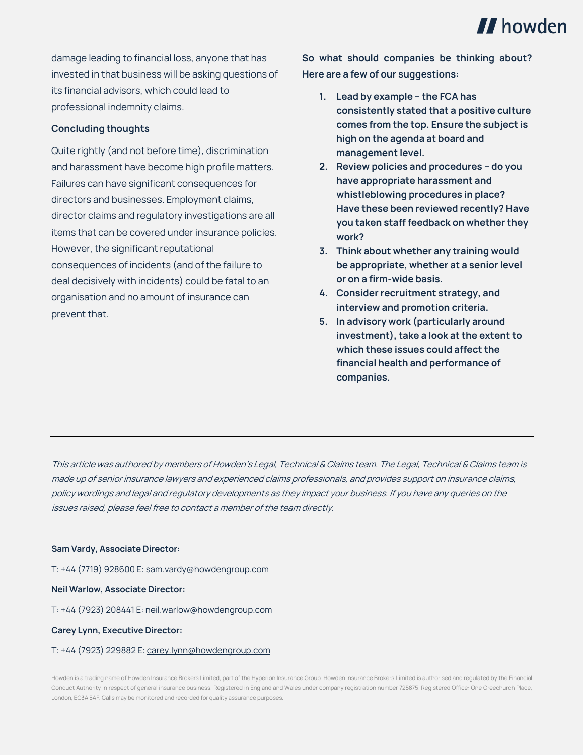damage leading to financial loss, anyone that has invested in that business will be asking questions of its financial advisors, which could lead to professional indemnity claims.

**Concluding thoughts**

Quite rightly (and not before time), discrimination and harassment have become high profile matters. Failures can have significant consequences for directors and businesses. Employment claims, director claims and regulatory investigations are all items that can be covered under insurance policies. However, the significant reputational consequences of incidents (and of the failure to deal decisively with incidents) could be fatal to an organisation and no amount of insurance can prevent that.

**So what should companies be thinking about? Here are a few of our suggestions:**

1. **Lead by example – the FCA has consistently stated that a positive culture comes from the top. Ensure the subject is high on the agenda at board and management level.**
2. **Review policies and procedures – do you have appropriate harassment and whistleblowing procedures in place? Have these been reviewed recently? Have you taken staff feedback on whether they work?**
3. **Think about whether any training would be appropriate, whether at a senior level or on a firm-wide basis.**
4. **Consider recruitment strategy, and interview and promotion criteria.**
5. **In advisory work (particularly around investment), take a look at the extent to which these issues could affect the financial health and performance of companies.**

---

*This article was authored by members of Howden's Legal, Technical & Claims team. The Legal, Technical & Claims team is made up of senior insurance lawyers and experienced claims professionals, and provides support on insurance claims, policy wordings and legal and regulatory developments as they impact your business. If you have any queries on the issues raised, please feel free to contact a member of the team directly.*

**Sam Vardy, Associate Director:**

T: +44 (7719) 928600 E: sam.vardy@howdengroup.com

**Neil Warlow, Associate Director:**

T: +44 (7923) 208441 E: neil.warlow@howdengroup.com

**Carey Lynn, Executive Director:**

T: +44 (7923) 229882 E: carey.lynn@howdengroup.com

Howden is a trading name of Howden Insurance Brokers Limited, part of the Hyperion Insurance Group. Howden Insurance Brokers Limited is authorised and regulated by the Financial Conduct Authority in respect of general insurance business. Registered in England and Wales under company registration number 725875. Registered Office: One Creechurch Place, London, EC3A 5AF. Calls may be monitored and recorded for quality assurance purposes.